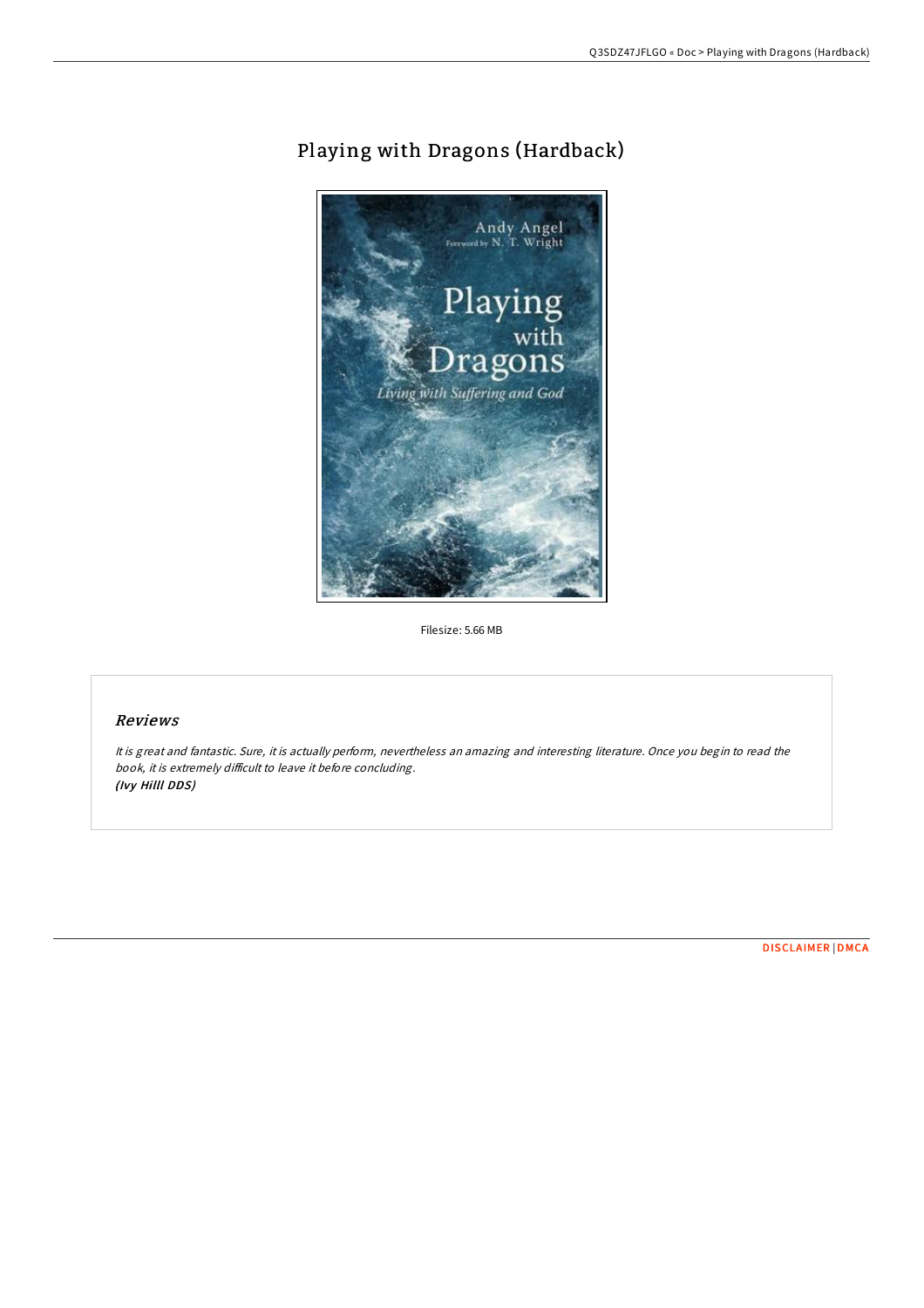# Playing with Dragons (Hardback)

Filesize: 5.66 MB

## *Reviews*

*It is great and fantastic. Sure, it is actually perform, nevertheless an amazing and interesting literature. Once you begin to read the book, it is extremely difficult to leave it before concluding.*
***(Ivy Hilll DDS)***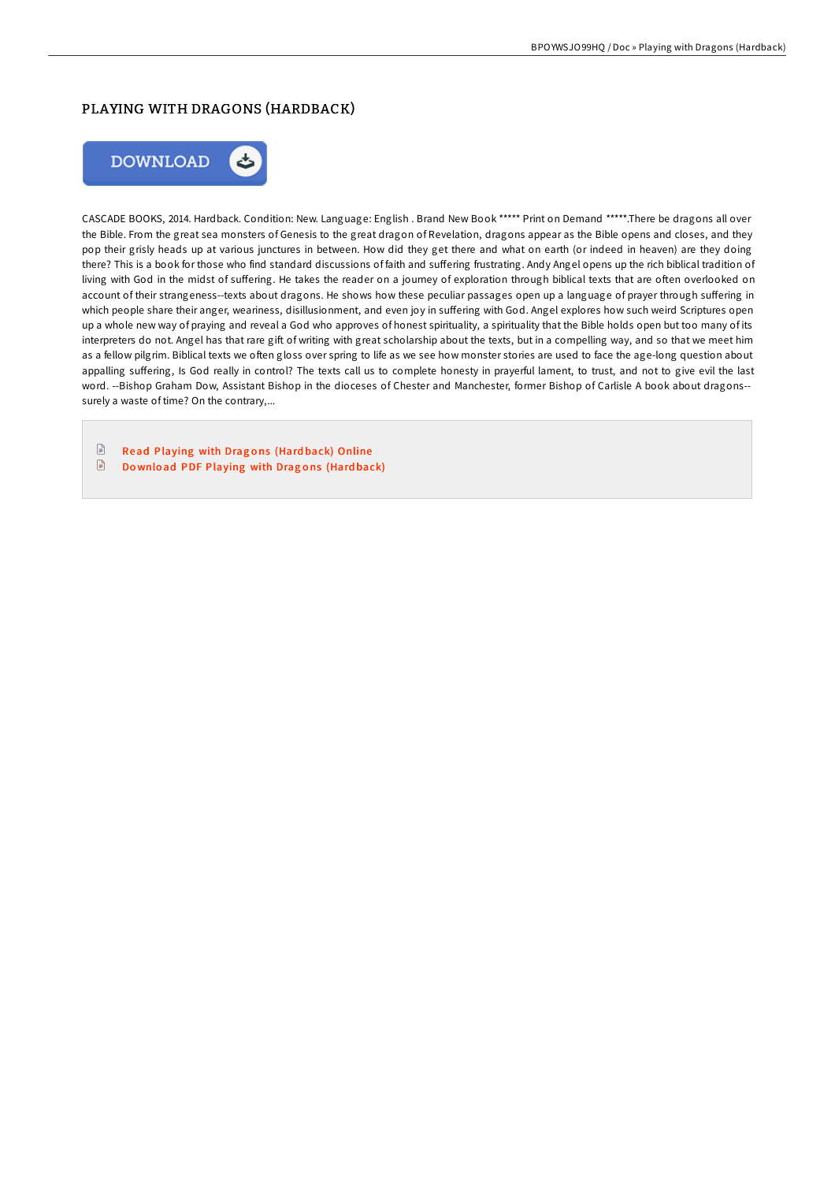# PLAYING WITH DRAGONS (HARDBACK)

DOWNLOAD

CASCADE BOOKS, 2014. Hardback. Condition: New. Language: English . Brand New Book ***** Print on Demand *****.There be dragons all over the Bible. From the great sea monsters of Genesis to the great dragon of Revelation, dragons appear as the Bible opens and closes, and they pop their grisly heads up at various junctures in between. How did they get there and what on earth (or indeed in heaven) are they doing there? This is a book for those who find standard discussions of faith and suffering frustrating. Andy Angel opens up the rich biblical tradition of living with God in the midst of suffering. He takes the reader on a journey of exploration through biblical texts that are often overlooked on account of their strangeness--texts about dragons. He shows how these peculiar passages open up a language of prayer through suffering in which people share their anger, weariness, disillusionment, and even joy in suffering with God. Angel explores how such weird Scriptures open up a whole new way of praying and reveal a God who approves of honest spirituality, a spirituality that the Bible holds open but too many of its interpreters do not. Angel has that rare gift of writing with great scholarship about the texts, but in a compelling way, and so that we meet him as a fellow pilgrim. Biblical texts we often gloss over spring to life as we see how monster stories are used to face the age-long question about appalling suffering, Is God really in control? The texts call us to complete honesty in prayerful lament, to trust, and not to give evil the last word. --Bishop Graham Dow, Assistant Bishop in the dioceses of Chester and Manchester, former Bishop of Carlisle A book about dragons--surely a waste of time? On the contrary,...

- Read Playing with Dragons (Hardback) Online
- Download PDF Playing with Dragons (Hardback)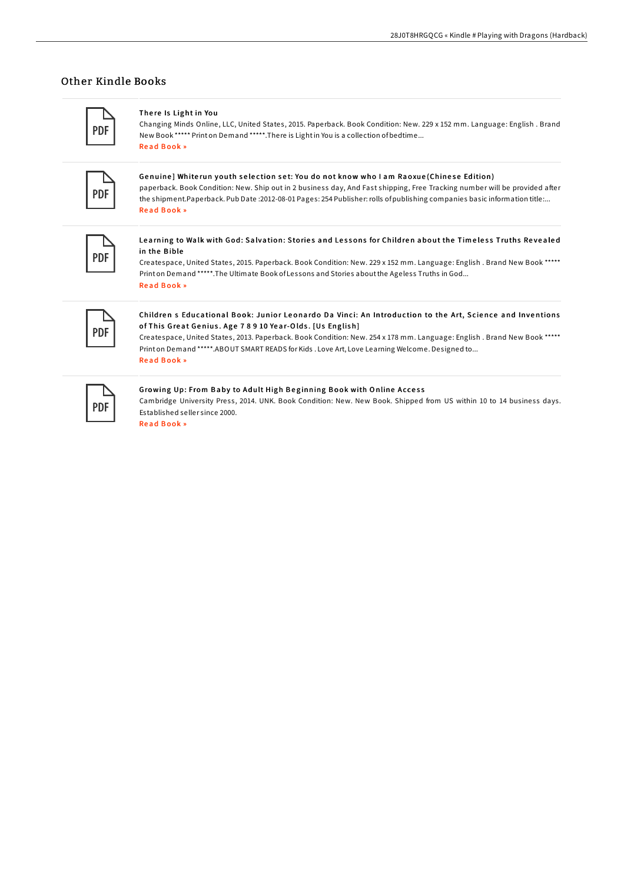## Other Kindle Books

PDF

**There Is Light in You**

Changing Minds Online, LLC, United States, 2015. Paperback. Book Condition: New. 229 x 152 mm. Language: English . Brand New Book ***** Print on Demand *****.There is Light in You is a collection of bedtime...

Read Book »

PDF

**Genuine] Whiterun youth selection set: You do not know who I am Raoxue(Chinese Edition)**

paperback. Book Condition: New. Ship out in 2 business day, And Fast shipping, Free Tracking number will be provided after the shipment.Paperback. Pub Date :2012-08-01 Pages: 254 Publisher: rolls of publishing companies basic information title:...

Read Book »

PDF

**Learning to Walk with God: Salvation: Stories and Lessons for Children about the Timeless Truths Revealed in the Bible**

Createspace, United States, 2015. Paperback. Book Condition: New. 229 x 152 mm. Language: English . Brand New Book ***** Print on Demand *****.The Ultimate Book of Lessons and Stories about the Ageless Truths in God...

Read Book »

PDF

**Children s Educational Book: Junior Leonardo Da Vinci: An Introduction to the Art, Science and Inventions of This Great Genius. Age 7 8 9 10 Year-Olds. [Us English]**

Createspace, United States, 2013. Paperback. Book Condition: New. 254 x 178 mm. Language: English . Brand New Book ***** Print on Demand *****.ABOUT SMART READS for Kids . Love Art, Love Learning Welcome. Designed to...

Read Book »

PDF

**Growing Up: From Baby to Adult High Beginning Book with Online Access**

Cambridge University Press, 2014. UNK. Book Condition: New. New Book. Shipped from US within 10 to 14 business days. Established seller since 2000.

Read Book »